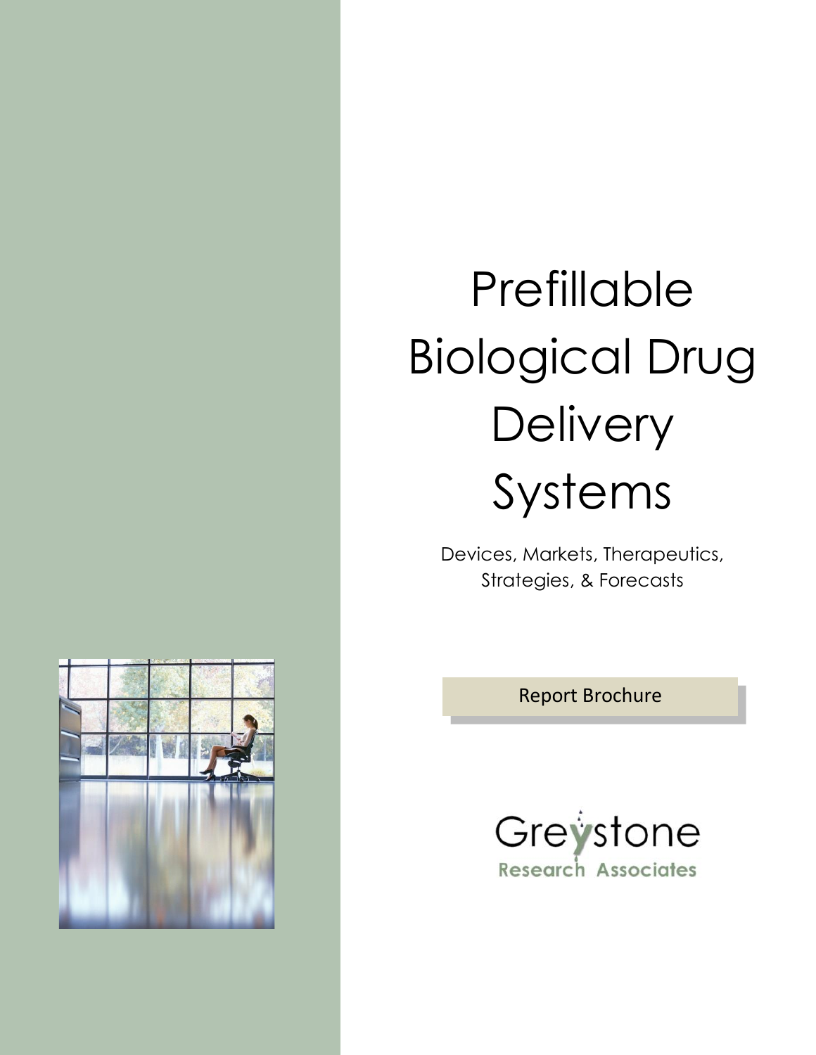# Prefillable Biological Drug Delivery Systems

Devices, Markets, Therapeutics, Strategies, & Forecasts

Report Brochure

Greystone Research Associates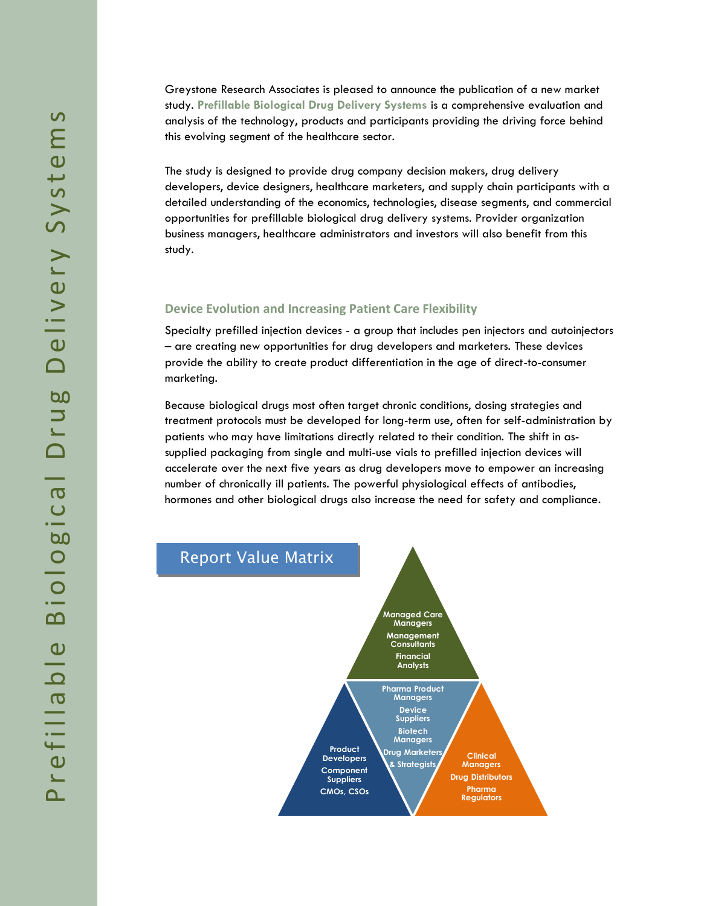Greystone Research Associates is pleased to announce the publication of a new market study. **Prefillable Biological Drug Delivery Systems** is a comprehensive evaluation and analysis of the technology, products and participants providing the driving force behind this evolving segment of the healthcare sector.

The study is designed to provide drug company decision makers, drug delivery developers, device designers, healthcare marketers, and supply chain participants with a detailed understanding of the economics, technologies, disease segments, and commercial opportunities for prefillable biological drug delivery systems. Provider organization business managers, healthcare administrators and investors will also benefit from this study.

## Device Evolution and Increasing Patient Care Flexibility

Specialty prefilled injection devices - a group that includes pen injectors and autoinjectors – are creating new opportunities for drug developers and marketers. These devices provide the ability to create product differentiation in the age of direct-to-consumer marketing.

Because biological drugs most often target chronic conditions, dosing strategies and treatment protocols must be developed for long-term use, often for self-administration by patients who may have limitations directly related to their condition. The shift in as-supplied packaging from single and multi-use vials to prefilled injection devices will accelerate over the next five years as drug developers move to empower an increasing number of chronically ill patients. The powerful physiological effects of antibodies, hormones and other biological drugs also increase the need for safety and compliance.

## Report Value Matrix

- Managed Care Managers
- Management Consultants
- Financial Analysts

- Pharma Product Managers
- Device Suppliers
- Biotech Managers
- Drug Marketers & Strategists

- Product Developers
- Component Suppliers
- CMOs, CSOs

- Clinical Managers
- Drug Distributors
- Pharma Regulators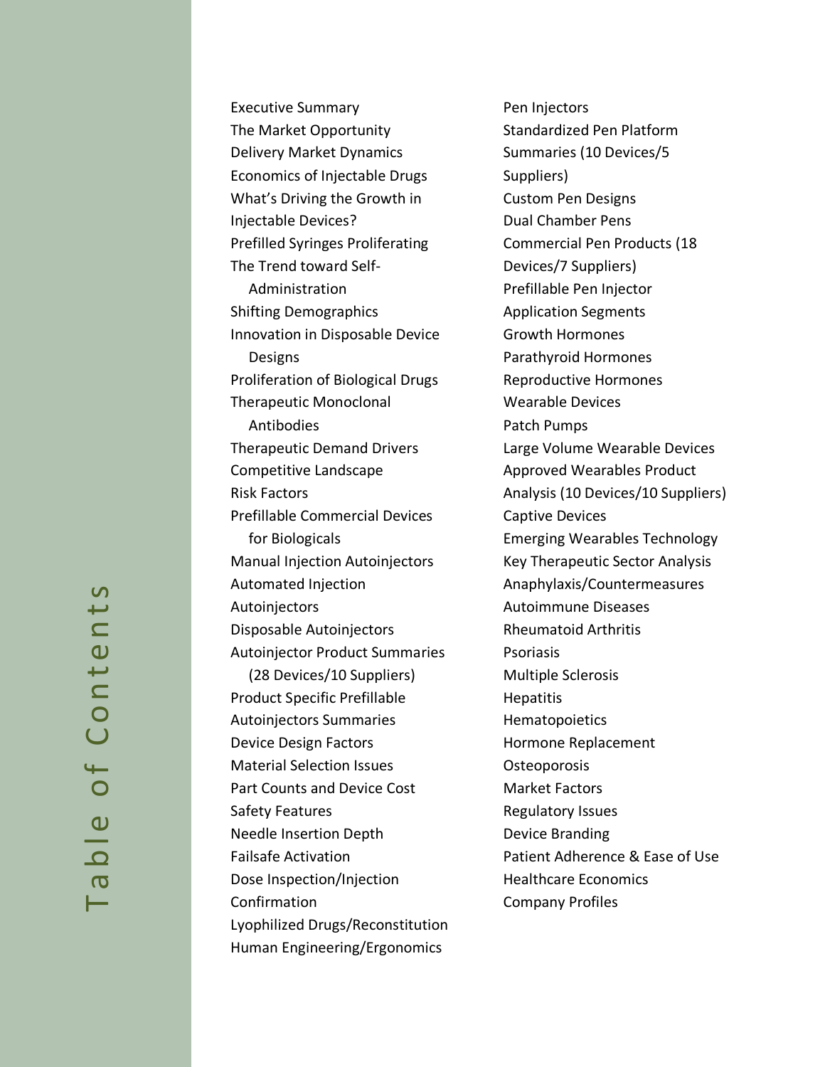# Table of Contents

Executive Summary
The Market Opportunity
Delivery Market Dynamics
Economics of Injectable Drugs
What's Driving the Growth in Injectable Devices?
Prefilled Syringes Proliferating
The Trend toward Self-Administration
Shifting Demographics
Innovation in Disposable Device Designs
Proliferation of Biological Drugs
Therapeutic Monoclonal Antibodies
Therapeutic Demand Drivers
Competitive Landscape
Risk Factors
Prefillable Commercial Devices for Biologicals
Manual Injection Autoinjectors
Automated Injection
Autoinjectors
Disposable Autoinjectors
Autoinjector Product Summaries (28 Devices/10 Suppliers)
Product Specific Prefillable
Autoinjectors Summaries
Device Design Factors
Material Selection Issues
Part Counts and Device Cost
Safety Features
Needle Insertion Depth
Failsafe Activation
Dose Inspection/Injection
Confirmation
Lyophilized Drugs/Reconstitution
Human Engineering/Ergonomics
Pen Injectors
Standardized Pen Platform
Summaries (10 Devices/5 Suppliers)
Custom Pen Designs
Dual Chamber Pens
Commercial Pen Products (18 Devices/7 Suppliers)
Prefillable Pen Injector
Application Segments
Growth Hormones
Parathyroid Hormones
Reproductive Hormones
Wearable Devices
Patch Pumps
Large Volume Wearable Devices
Approved Wearables Product
Analysis (10 Devices/10 Suppliers)
Captive Devices
Emerging Wearables Technology
Key Therapeutic Sector Analysis
Anaphylaxis/Countermeasures
Autoimmune Diseases
Rheumatoid Arthritis
Psoriasis
Multiple Sclerosis
Hepatitis
Hematopoietics
Hormone Replacement
Osteoporosis
Market Factors
Regulatory Issues
Device Branding
Patient Adherence & Ease of Use
Healthcare Economics
Company Profiles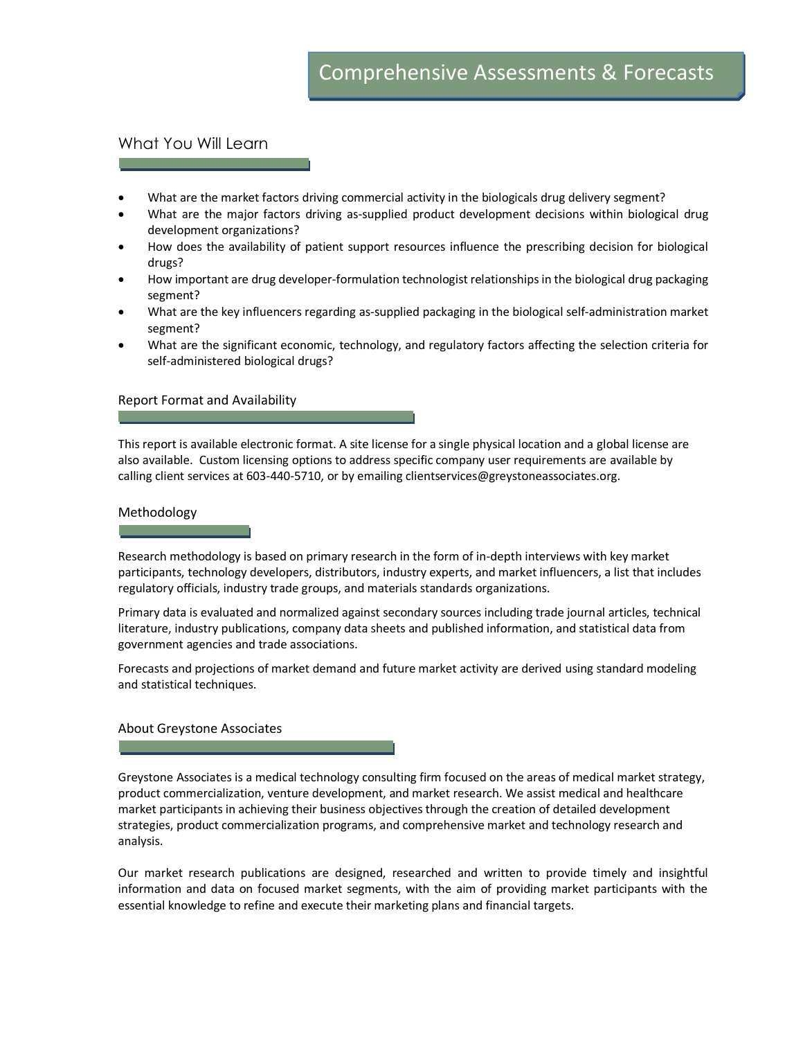# Comprehensive Assessments & Forecasts

## What You Will Learn

- What are the market factors driving commercial activity in the biologicals drug delivery segment?
- What are the major factors driving as-supplied product development decisions within biological drug development organizations?
- How does the availability of patient support resources influence the prescribing decision for biological drugs?
- How important are drug developer-formulation technologist relationships in the biological drug packaging segment?
- What are the key influencers regarding as-supplied packaging in the biological self-administration market segment?
- What are the significant economic, technology, and regulatory factors affecting the selection criteria for self-administered biological drugs?

### Report Format and Availability

This report is available electronic format. A site license for a single physical location and a global license are also available. Custom licensing options to address specific company user requirements are available by calling client services at 603-440-5710, or by emailing clientservices@greystoneassociates.org.

### Methodology

Research methodology is based on primary research in the form of in-depth interviews with key market participants, technology developers, distributors, industry experts, and market influencers, a list that includes regulatory officials, industry trade groups, and materials standards organizations.

Primary data is evaluated and normalized against secondary sources including trade journal articles, technical literature, industry publications, company data sheets and published information, and statistical data from government agencies and trade associations.

Forecasts and projections of market demand and future market activity are derived using standard modeling and statistical techniques.

### About Greystone Associates

Greystone Associates is a medical technology consulting firm focused on the areas of medical market strategy, product commercialization, venture development, and market research. We assist medical and healthcare market participants in achieving their business objectives through the creation of detailed development strategies, product commercialization programs, and comprehensive market and technology research and analysis.

Our market research publications are designed, researched and written to provide timely and insightful information and data on focused market segments, with the aim of providing market participants with the essential knowledge to refine and execute their marketing plans and financial targets.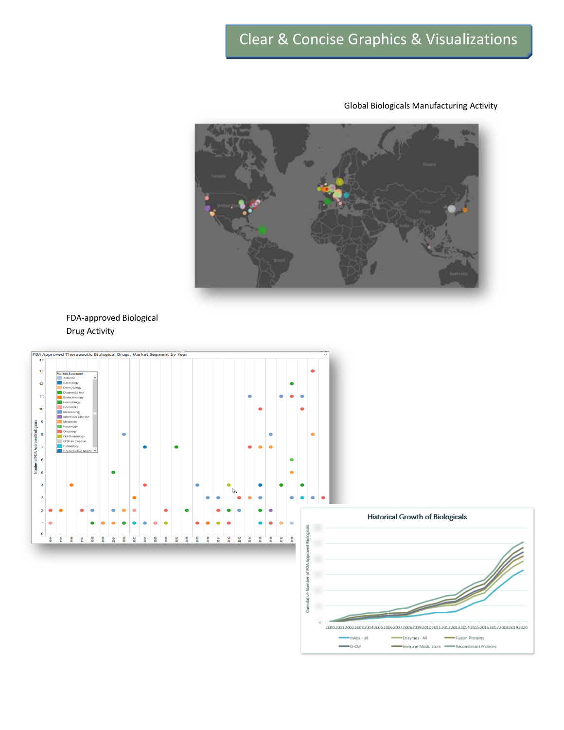# Clear & Concise Graphics & Visualizations

Global Biologicals Manufacturing Activity

FDA-approved Biological Drug Activity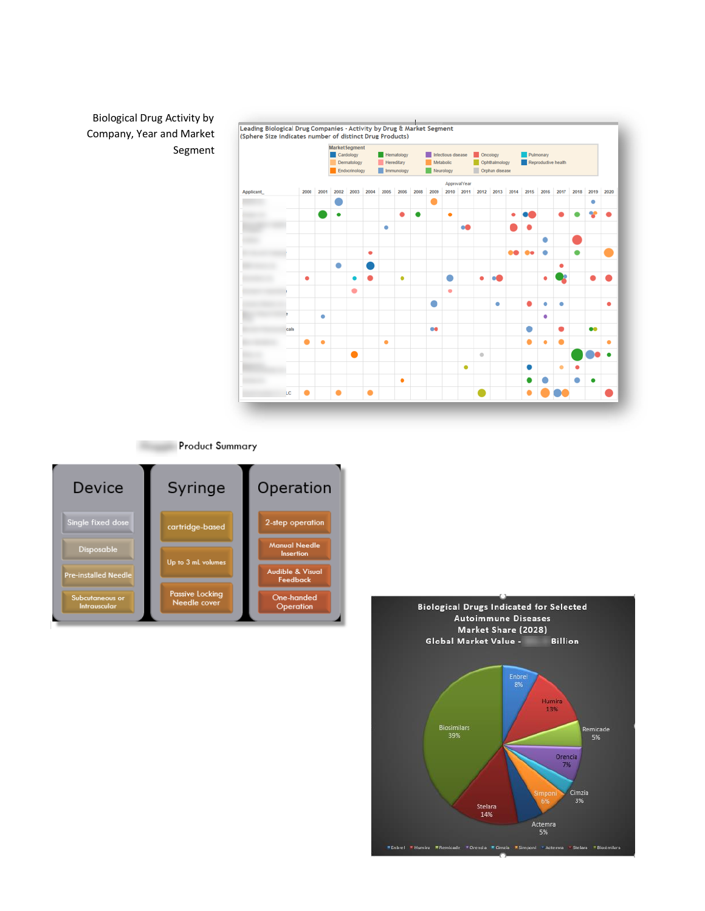Biological Drug Activity by Company, Year and Market Segment

Leading Biological Drug Companies - Activity by Drug & Market Segment
(Sphere Size indicates number of distinct Drug Products)

Product Summary

| Device | Syringe | Operation |
|---|---|---|
| Single fixed dose | cartridge-based | 2-step operation |
| Disposable | Up to 3 mL volumes | Manual Needle Insertion |
| Pre-installed Needle | Passive Locking Needle cover | Audible & Visual Feedback |
| Subcutaneous or Intrauscular | | One-handed Operation |

Biological Drugs Indicated for Selected Autoimmune Diseases
Market Share (2028)
Global Market Value - Billion

| Drug | Market Share |
|---|---|
| Enbrel | 8% |
| Humira | 13% |
| Remicade | 5% |
| Orencia | 7% |
| Cimzia | 3% |
| Simponi | 6% |
| Actemra | 5% |
| Stelara | 14% |
| Biosimilars | 39% |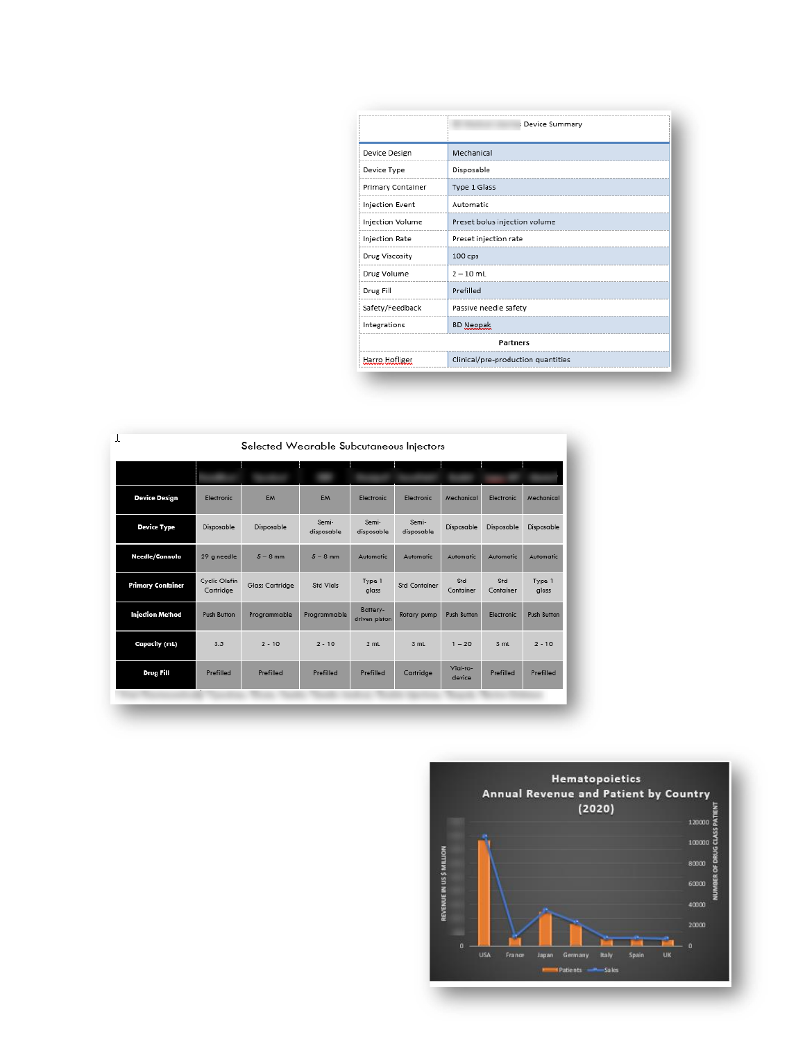| | Device Summary |
|---|---|
| Device Design | Mechanical |
| Device Type | Disposable |
| Primary Container | Type 1 Glass |
| Injection Event | Automatic |
| Injection Volume | Preset bolus injection volume |
| Injection Rate | Preset injection rate |
| Drug Viscosity | 100 cps |
| Drug Volume | 2 – 10 mL |
| Drug Fill | Prefilled |
| Safety/Feedback | Passive needle safety |
| Integrations | BD Neopak |
| **Partners** | |
| Harro Hofliger | Clinical/pre-production quantities |

Selected Wearable Subcutaneous Injectors

| | | | | | | | | |
|---|---|---|---|---|---|---|---|---|
| **Device Design** | Electronic | EM | EM | Electronic | Electronic | Mechanical | Electronic | Mechanical |
| **Device Type** | Disposable | Disposable | Semi-disposable | Semi-disposable | Semi-disposable | Disposable | Disposable | Disposable |
| **Needle/Cannula** | 29 g needle | 5 – 8 mm | 5 – 8 mm | Automatic | Automatic | Automatic | Automatic | Automatic |
| **Primary Container** | Cyclic Olefin Cartridge | Glass Cartridge | Std Vials | Type 1 glass | Std Container | Std Container | Std Container | Type 1 glass |
| **Injection Method** | Push Button | Programmable | Programmable | Battery-driven piston | Rotary pump | Push Button | Electronic | Push Button |
| **Capacity (mL)** | 3.5 | 2 - 10 | 2 - 10 | 2 mL | 3 mL | 1 – 20 | 3 mL | 2 - 10 |
| **Drug Fill** | Prefilled | Prefilled | Prefilled | Prefilled | Cartridge | Vial-to-device | Prefilled | Prefilled |

Hematopoietics Annual Revenue and Patient by Country (2020)

| Country | Patients | Sales |
|---|---|---|
| USA | | |
| France | | |
| Japan | | |
| Germany | | |
| Italy | | |
| Spain | | |
| UK | | |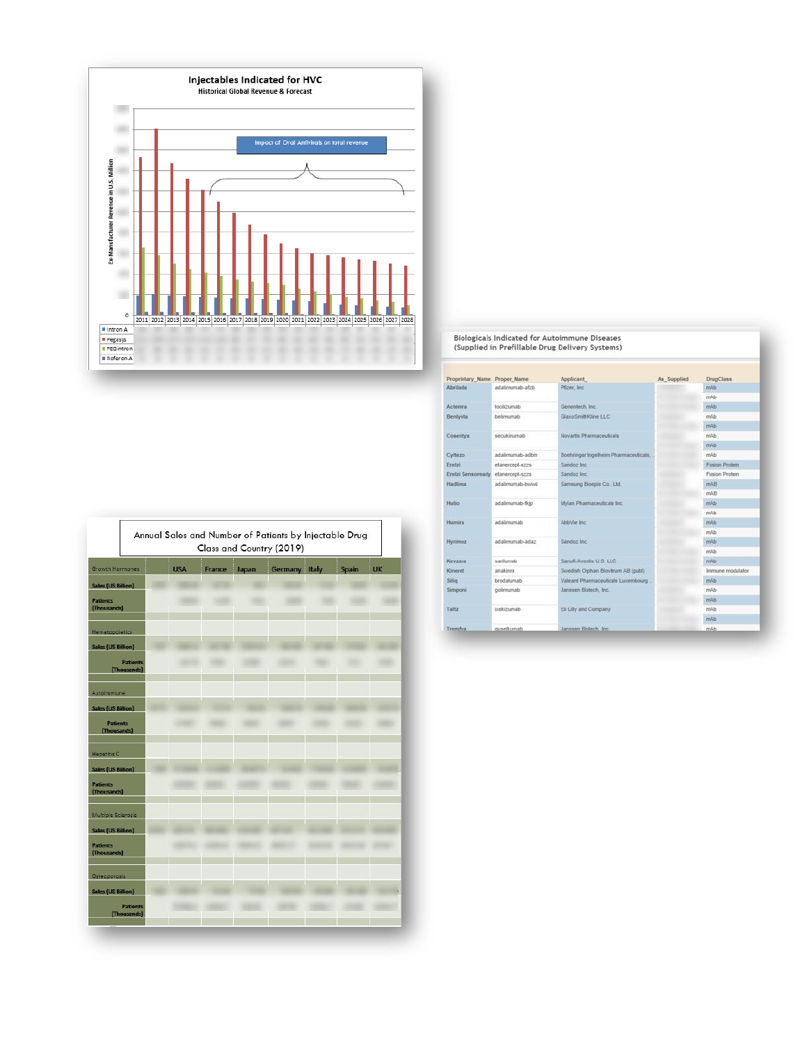## Injectables Indicated for HVC

Historical Global Revenue & Forecast

Impact of Oral Antivirals on total revenue

Ex Manufacturer Revenue in U.S. Million

| | 2011 | 2012 | 2013 | 2014 | 2015 | 2016 | 2017 | 2018 | 2019 | 2020 | 2021 | 2022 | 2023 | 2024 | 2025 | 2026 | 2027 | 2028 |
|---|---|---|---|---|---|---|---|---|---|---|---|---|---|---|---|---|---|---|
| Intron A | | | | | | | | | | | | | | | | | | |
| Pegasys | | | | | | | | | | | | | | | | | | |
| PEGIntron | | | | | | | | | | | | | | | | | | |
| Roferon-A | | | | | | | | | | | | | | | | | | |

## Biologicals Indicated for Autoimmune Diseases (Supplied in Prefillable Drug Delivery Systems)

| Proprietary_Name | Proper_Name | Applicant_ | As_Supplied | DrugClass |
|---|---|---|---|---|
| Abrilada | adalimumab-afzb | Pfizer, Inc | | mAb |
| | | | | mAb |
| Actemra | tocilizumab | Genentech, Inc. | | mAb |
| Benlysta | belimumab | GlaxoSmithKline LLC | | mAb |
| | | | | mAb |
| Cosentyx | secukinumab | Novartis Pharmaceuticals | | mAb |
| | | | | mAb |
| Cyltezo | adalimumab-adbm | Boehringer Ingelheim Pharmaceuticals, | | mAb |
| Erelzi | etanercept-szzs | Sandoz Inc | | Fusion Protein |
| Erelzi Sensoready | etanercept-szzs | Sandoz Inc. | | Fusion Protein |
| Hadlima | adalimumab-bwwd | Samsung Bioepis Co., Ltd. | | mAB |
| | | | | mAB |
| Hulio | adalimumab-fkjp | Mylan Pharmaceuticals Inc. | | mAb |
| | | | | mAb |
| Humira | adalimumab | AbbVie Inc | | mAb |
| | | | | mAb |
| Hyrimoz | adalimumab-adaz | Sandoz Inc | | mAb |
| | | | | mAb |
| Kevzara | sarilumab | Sanofi-Aventis U.S. LLC | | mAb |
| Kineret | anakinra | Swedish Orphan Biovitrum AB (publ) | | Immune modulator |
| Siliq | brodalumab | Valeant Pharmaceuticals Luxembourg | | mAb |
| Simponi | golimumab | Janssen Biotech, Inc. | | mAb |
| | | | | mAb |
| Taltz | ixekizumab | Eli Lilly and Company | | mAb |
| | | | | mAb |
| Tremfya | guselkumab | Janssen Biotech, Inc. | | mAb |

## Annual Sales and Number of Patients by Injectable Drug Class and Country (2019)

| | | USA | France | Japan | Germany | Italy | Spain | UK |
|---|---|---|---|---|---|---|---|---|
| Growth Hormones | | | | | | | | |
| Sales (US Billion) | | | | | | | | |
| Patients (Thousands) | | | | | | | | |
| Hematopoietics | | | | | | | | |
| Sales (US Billion) | | | | | | | | |
| Patients (Thousands) | | | | | | | | |
| Autoimmune | | | | | | | | |
| Sales (US Billion) | | | | | | | | |
| Patients (Thousands) | | | | | | | | |
| Hepatitis C | | | | | | | | |
| Sales (US Billion) | | | | | | | | |
| Patients (Thousands) | | | | | | | | |
| Multiple Sclerosis | | | | | | | | |
| Sales (US Billion) | | | | | | | | |
| Patients (Thousands) | | | | | | | | |
| Osteoporosis | | | | | | | | |
| Sales (US Billion) | | | | | | | | |
| Patients (Thousands) | | | | | | | | |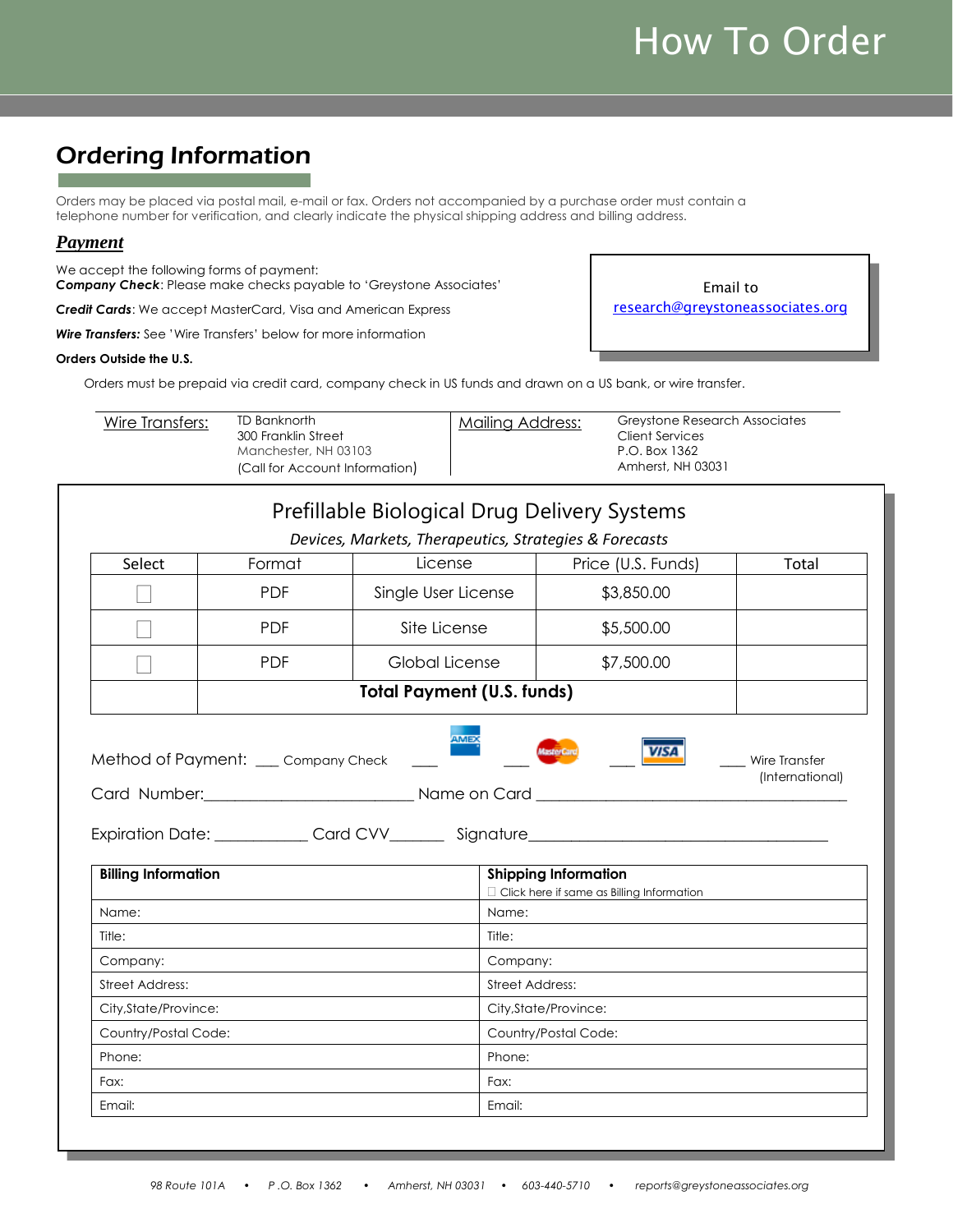# How To Order

## Ordering Information

Orders may be placed via postal mail, e-mail or fax. Orders not accompanied by a purchase order must contain a telephone number for verification, and clearly indicate the physical shipping address and billing address.

### *Payment*

We accept the following forms of payment:

***Company Check***: Please make checks payable to 'Greystone Associates'

***Credit Cards***: We accept MasterCard, Visa and American Express

***Wire Transfers:*** See 'Wire Transfers' below for more information

**Orders Outside the U.S.**

Orders must be prepaid via credit card, company check in US funds and drawn on a US bank, or wire transfer.

Email to
research@greystoneassociates.org

| | | | |
|---|---|---|---|
| Wire Transfers: | TD Banknorth<br>300 Franklin Street<br>Manchester, NH 03103<br>(Call for Account Information) | Mailing Address: | Greystone Research Associates<br>Client Services<br>P.O. Box 1362<br>Amherst, NH 03031 |

## Prefillable Biological Drug Delivery Systems

*Devices, Markets, Therapeutics, Strategies & Forecasts*

| Select | Format | License | Price (U.S. Funds) | Total |
|---|---|---|---|---|
| ☐ | PDF | Single User License | $3,850.00 | |
| ☐ | PDF | Site License | $5,500.00 | |
| ☐ | PDF | Global License | $7,500.00 | |
| | **Total Payment (U.S. funds)** | | | |

Method of Payment: ___ Company Check ___ AMEX ___ MasterCard ___ VISA ___ Wire Transfer (International)

Card Number:_________________________ Name on Card _______________________________________

Expiration Date: ___________ Card CVV______ Signature_____________________________________

| **Billing Information** | **Shipping Information**<br>☐ Click here if same as Billing Information |
|---|---|
| Name: | Name: |
| Title: | Title: |
| Company: | Company: |
| Street Address: | Street Address: |
| City,State/Province: | City,State/Province: |
| Country/Postal Code: | Country/Postal Code: |
| Phone: | Phone: |
| Fax: | Fax: |
| Email: | Email: |

*98 Route 101A • P .O. Box 1362 • Amherst, NH 03031 • 603-440-5710 • reports@greystoneassociates.org*